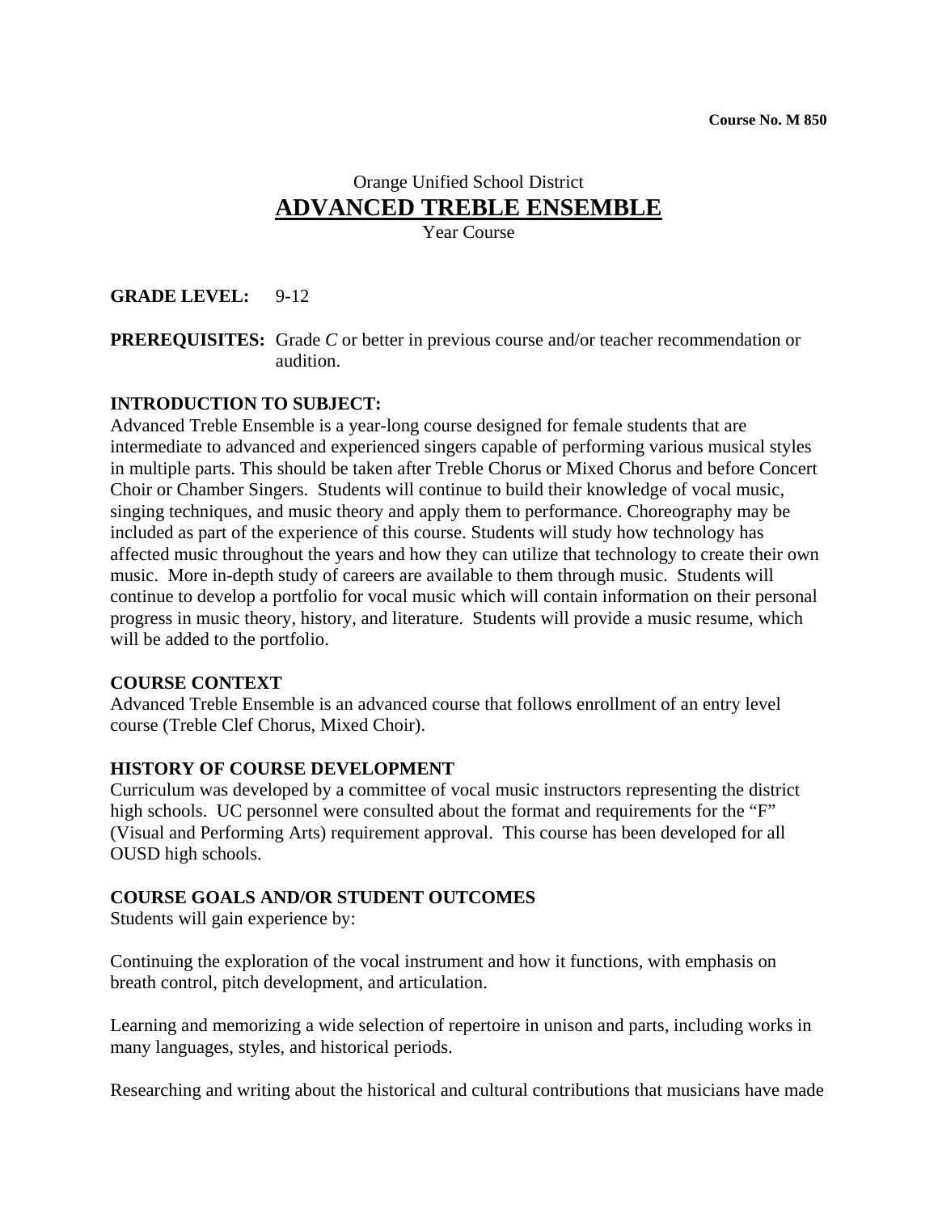**Course No. M 850**

Orange Unified School District

# ADVANCED TREBLE ENSEMBLE

Year Course

**GRADE LEVEL:** 9-12

**PREREQUISITES:** Grade *C* or better in previous course and/or teacher recommendation or audition.

**INTRODUCTION TO SUBJECT:**

Advanced Treble Ensemble is a year-long course designed for female students that are intermediate to advanced and experienced singers capable of performing various musical styles in multiple parts. This should be taken after Treble Chorus or Mixed Chorus and before Concert Choir or Chamber Singers. Students will continue to build their knowledge of vocal music, singing techniques, and music theory and apply them to performance. Choreography may be included as part of the experience of this course. Students will study how technology has affected music throughout the years and how they can utilize that technology to create their own music. More in-depth study of careers are available to them through music. Students will continue to develop a portfolio for vocal music which will contain information on their personal progress in music theory, history, and literature. Students will provide a music resume, which will be added to the portfolio.

**COURSE CONTEXT**

Advanced Treble Ensemble is an advanced course that follows enrollment of an entry level course (Treble Clef Chorus, Mixed Choir).

**HISTORY OF COURSE DEVELOPMENT**

Curriculum was developed by a committee of vocal music instructors representing the district high schools. UC personnel were consulted about the format and requirements for the "F" (Visual and Performing Arts) requirement approval. This course has been developed for all OUSD high schools.

**COURSE GOALS AND/OR STUDENT OUTCOMES**

Students will gain experience by:

Continuing the exploration of the vocal instrument and how it functions, with emphasis on breath control, pitch development, and articulation.

Learning and memorizing a wide selection of repertoire in unison and parts, including works in many languages, styles, and historical periods.

Researching and writing about the historical and cultural contributions that musicians have made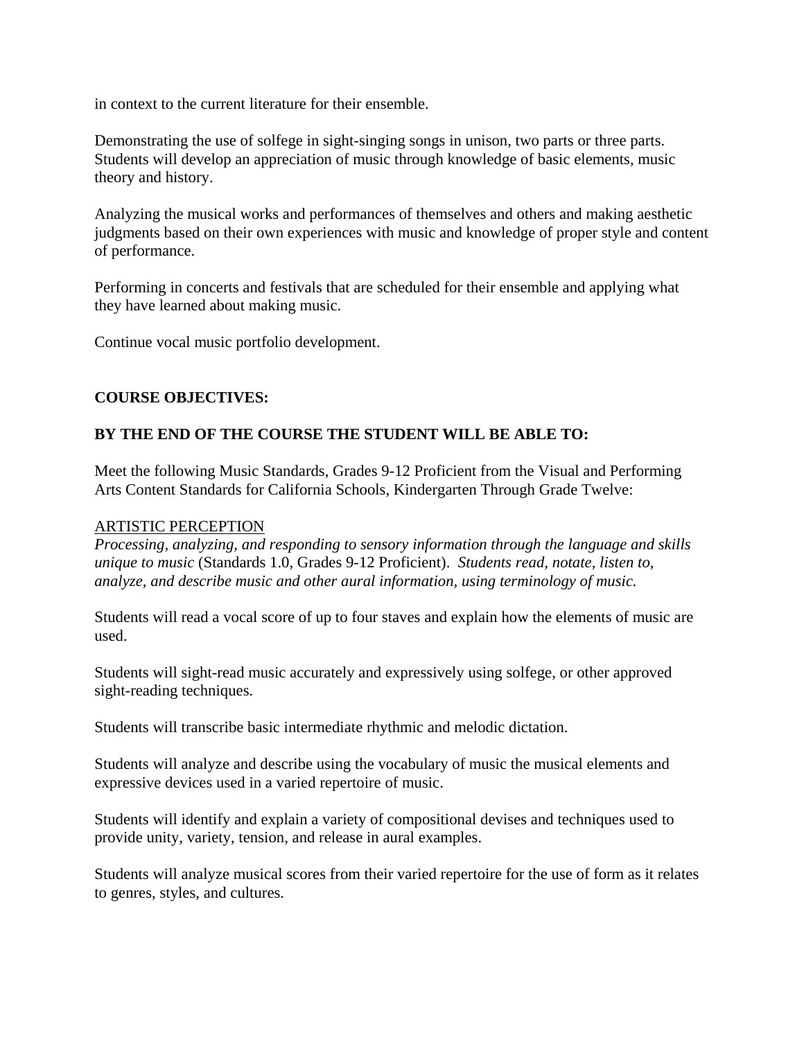in context to the current literature for their ensemble.

Demonstrating the use of solfege in sight-singing songs in unison, two parts or three parts. Students will develop an appreciation of music through knowledge of basic elements, music theory and history.

Analyzing the musical works and performances of themselves and others and making aesthetic judgments based on their own experiences with music and knowledge of proper style and content of performance.

Performing in concerts and festivals that are scheduled for their ensemble and applying what they have learned about making music.

Continue vocal music portfolio development.

**COURSE OBJECTIVES:**

**BY THE END OF THE COURSE THE STUDENT WILL BE ABLE TO:**

Meet the following Music Standards, Grades 9-12 Proficient from the Visual and Performing Arts Content Standards for California Schools, Kindergarten Through Grade Twelve:

<u>ARTISTIC PERCEPTION</u>

*Processing, analyzing, and responding to sensory information through the language and skills unique to music* (Standards 1.0, Grades 9-12 Proficient). *Students read, notate, listen to, analyze, and describe music and other aural information, using terminology of music.*

Students will read a vocal score of up to four staves and explain how the elements of music are used.

Students will sight-read music accurately and expressively using solfege, or other approved sight-reading techniques.

Students will transcribe basic intermediate rhythmic and melodic dictation.

Students will analyze and describe using the vocabulary of music the musical elements and expressive devices used in a varied repertoire of music.

Students will identify and explain a variety of compositional devises and techniques used to provide unity, variety, tension, and release in aural examples.

Students will analyze musical scores from their varied repertoire for the use of form as it relates to genres, styles, and cultures.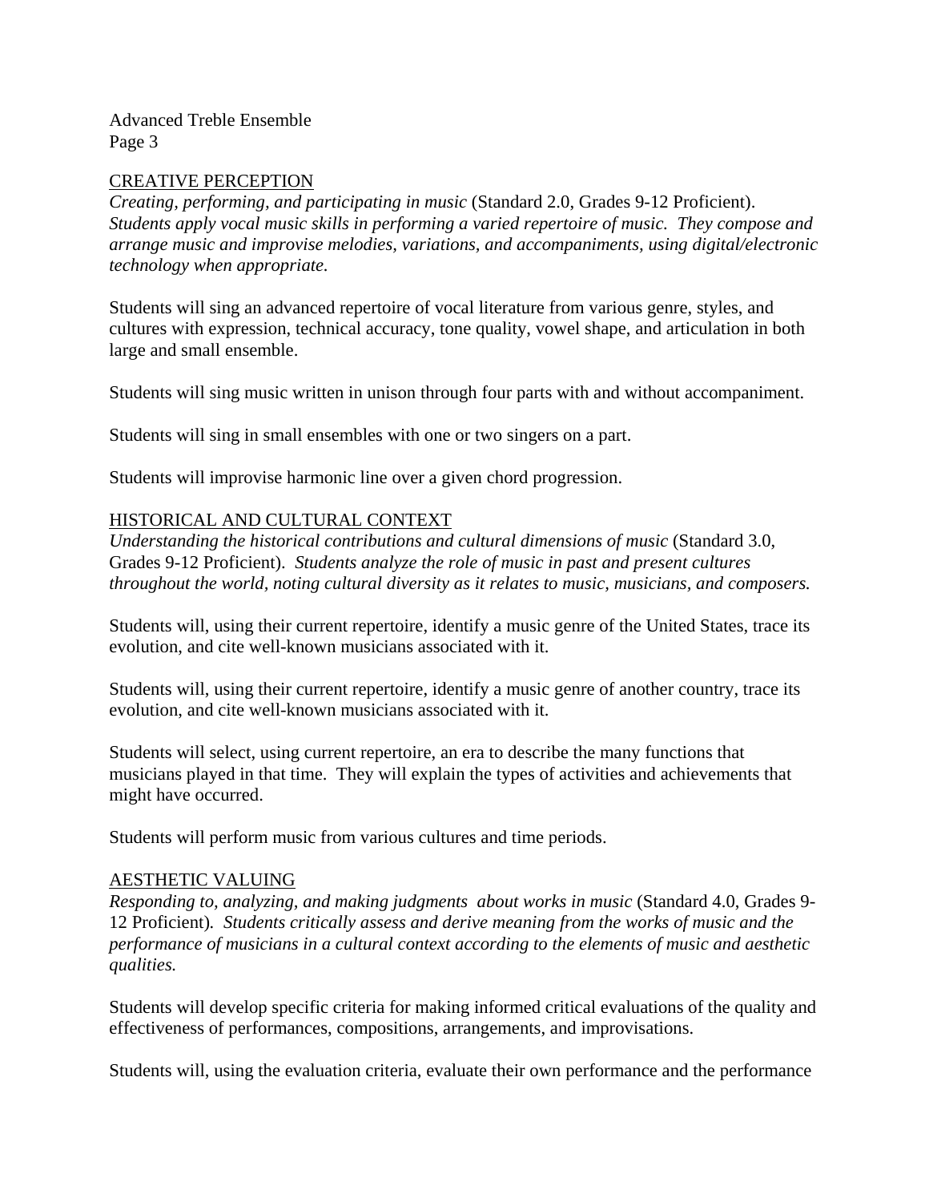## CREATIVE PERCEPTION

*Creating, performing, and participating in music* (Standard 2.0, Grades 9-12 Proficient). *Students apply vocal music skills in performing a varied repertoire of music. They compose and arrange music and improvise melodies, variations, and accompaniments, using digital/electronic technology when appropriate.*

Students will sing an advanced repertoire of vocal literature from various genre, styles, and cultures with expression, technical accuracy, tone quality, vowel shape, and articulation in both large and small ensemble.

Students will sing music written in unison through four parts with and without accompaniment.

Students will sing in small ensembles with one or two singers on a part.

Students will improvise harmonic line over a given chord progression.

## HISTORICAL AND CULTURAL CONTEXT

*Understanding the historical contributions and cultural dimensions of music* (Standard 3.0, Grades 9-12 Proficient). *Students analyze the role of music in past and present cultures throughout the world, noting cultural diversity as it relates to music, musicians, and composers.*

Students will, using their current repertoire, identify a music genre of the United States, trace its evolution, and cite well-known musicians associated with it.

Students will, using their current repertoire, identify a music genre of another country, trace its evolution, and cite well-known musicians associated with it.

Students will select, using current repertoire, an era to describe the many functions that musicians played in that time. They will explain the types of activities and achievements that might have occurred.

Students will perform music from various cultures and time periods.

## AESTHETIC VALUING

*Responding to, analyzing, and making judgments about works in music* (Standard 4.0, Grades 9-12 Proficient). *Students critically assess and derive meaning from the works of music and the performance of musicians in a cultural context according to the elements of music and aesthetic qualities.*

Students will develop specific criteria for making informed critical evaluations of the quality and effectiveness of performances, compositions, arrangements, and improvisations.

Students will, using the evaluation criteria, evaluate their own performance and the performance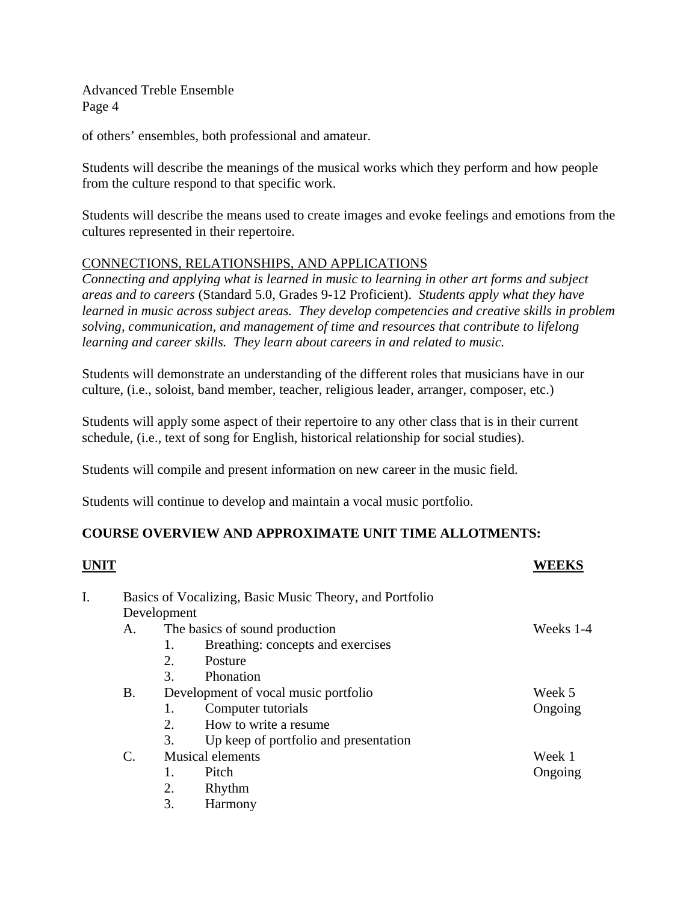of others' ensembles, both professional and amateur.

Students will describe the meanings of the musical works which they perform and how people from the culture respond to that specific work.

Students will describe the means used to create images and evoke feelings and emotions from the cultures represented in their repertoire.

<u>CONNECTIONS, RELATIONSHIPS, AND APPLICATIONS</u>

*Connecting and applying what is learned in music to learning in other art forms and subject areas and to careers* (Standard 5.0, Grades 9-12 Proficient). *Students apply what they have learned in music across subject areas. They develop competencies and creative skills in problem solving, communication, and management of time and resources that contribute to lifelong learning and career skills. They learn about careers in and related to music.*

Students will demonstrate an understanding of the different roles that musicians have in our culture, (i.e., soloist, band member, teacher, religious leader, arranger, composer, etc.)

Students will apply some aspect of their repertoire to any other class that is in their current schedule, (i.e., text of song for English, historical relationship for social studies).

Students will compile and present information on new career in the music field.

Students will continue to develop and maintain a vocal music portfolio.

**COURSE OVERVIEW AND APPROXIMATE UNIT TIME ALLOTMENTS:**

| **UNIT** | **WEEKS** |
|---|---|
| I. Basics of Vocalizing, Basic Music Theory, and Portfolio Development | |
| A. The basics of sound production | Weeks 1-4 |
| 1. Breathing: concepts and exercises | |
| 2. Posture | |
| 3. Phonation | |
| B. Development of vocal music portfolio | Week 5 |
| 1. Computer tutorials | Ongoing |
| 2. How to write a resume | |
| 3. Up keep of portfolio and presentation | |
| C. Musical elements | Week 1 |
| 1. Pitch | Ongoing |
| 2. Rhythm | |
| 3. Harmony | |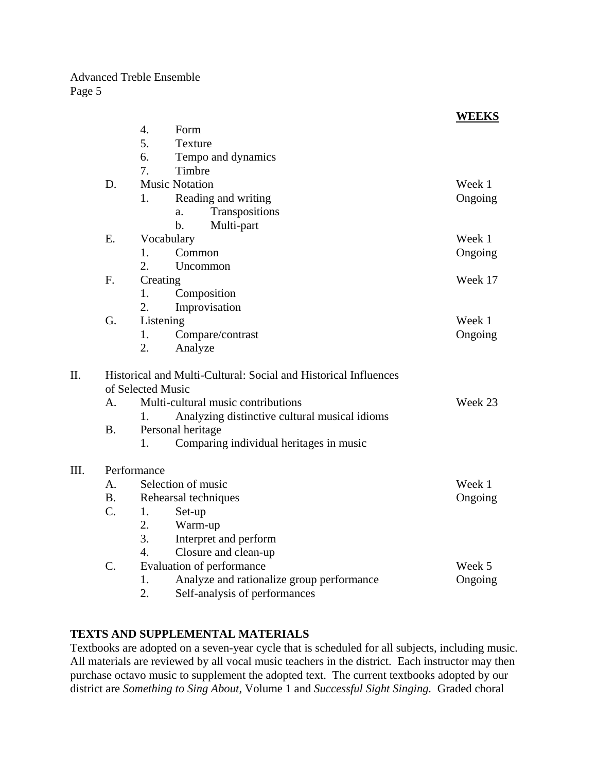| | | WEEKS |
|---|---|---|
| | 4. Form | |
| | 5. Texture | |
| | 6. Tempo and dynamics | |
| | 7. Timbre | |
| D. | Music Notation | Week 1 |
| | 1. Reading and writing | Ongoing |
| | a. Transpositions | |
| | b. Multi-part | |
| E. | Vocabulary | Week 1 |
| | 1. Common | Ongoing |
| | 2. Uncommon | |
| F. | Creating | Week 17 |
| | 1. Composition | |
| | 2. Improvisation | |
| G. | Listening | Week 1 |
| | 1. Compare/contrast | Ongoing |
| | 2. Analyze | |
| II. | Historical and Multi-Cultural: Social and Historical Influences of Selected Music | |
| A. | Multi-cultural music contributions | Week 23 |
| | 1. Analyzing distinctive cultural musical idioms | |
| B. | Personal heritage | |
| | 1. Comparing individual heritages in music | |
| III. | Performance | |
| A. | Selection of music | Week 1 |
| B. | Rehearsal techniques | Ongoing |
| C. | 1. Set-up | |
| | 2. Warm-up | |
| | 3. Interpret and perform | |
| | 4. Closure and clean-up | |
| C. | Evaluation of performance | Week 5 |
| | 1. Analyze and rationalize group performance | Ongoing |
| | 2. Self-analysis of performances | |

**TEXTS AND SUPPLEMENTAL MATERIALS**

Textbooks are adopted on a seven-year cycle that is scheduled for all subjects, including music. All materials are reviewed by all vocal music teachers in the district. Each instructor may then purchase octavo music to supplement the adopted text. The current textbooks adopted by our district are *Something to Sing About,* Volume 1 and *Successful Sight Singing.* Graded choral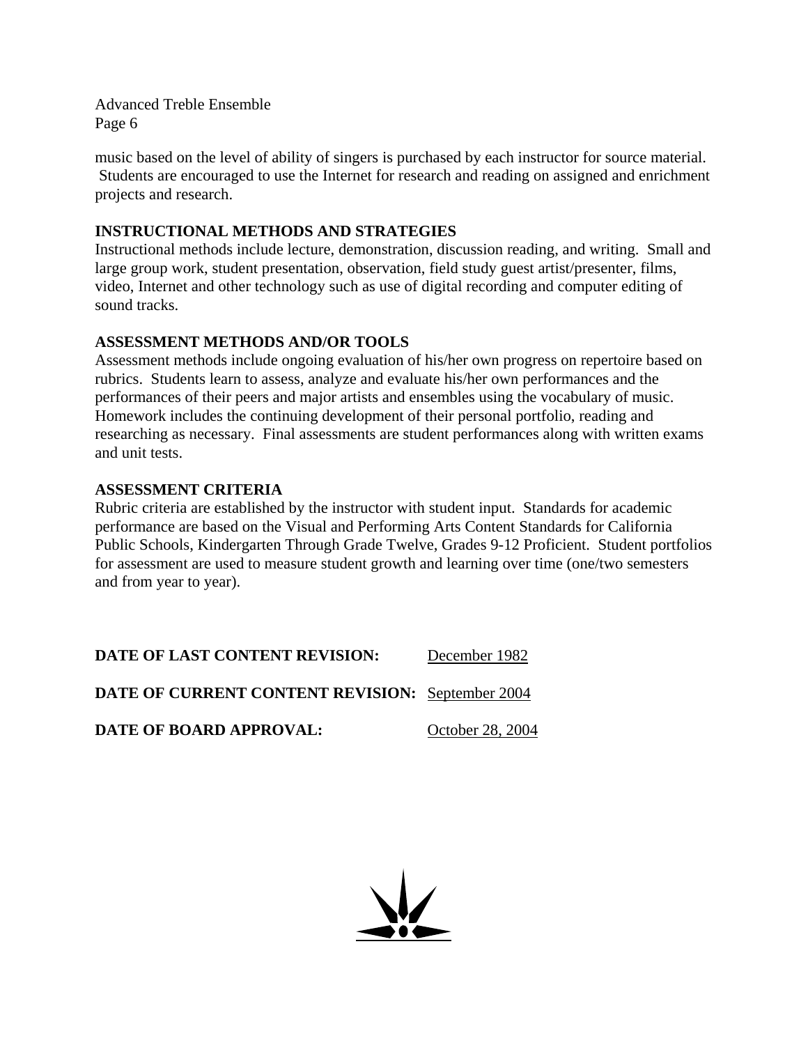music based on the level of ability of singers is purchased by each instructor for source material. Students are encouraged to use the Internet for research and reading on assigned and enrichment projects and research.

**INSTRUCTIONAL METHODS AND STRATEGIES**

Instructional methods include lecture, demonstration, discussion reading, and writing. Small and large group work, student presentation, observation, field study guest artist/presenter, films, video, Internet and other technology such as use of digital recording and computer editing of sound tracks.

**ASSESSMENT METHODS AND/OR TOOLS**

Assessment methods include ongoing evaluation of his/her own progress on repertoire based on rubrics. Students learn to assess, analyze and evaluate his/her own performances and the performances of their peers and major artists and ensembles using the vocabulary of music. Homework includes the continuing development of their personal portfolio, reading and researching as necessary. Final assessments are student performances along with written exams and unit tests.

**ASSESSMENT CRITERIA**

Rubric criteria are established by the instructor with student input. Standards for academic performance are based on the Visual and Performing Arts Content Standards for California Public Schools, Kindergarten Through Grade Twelve, Grades 9-12 Proficient. Student portfolios for assessment are used to measure student growth and learning over time (one/two semesters and from year to year).

**DATE OF LAST CONTENT REVISION:** December 1982

**DATE OF CURRENT CONTENT REVISION:** September 2004

**DATE OF BOARD APPROVAL:** October 28, 2004